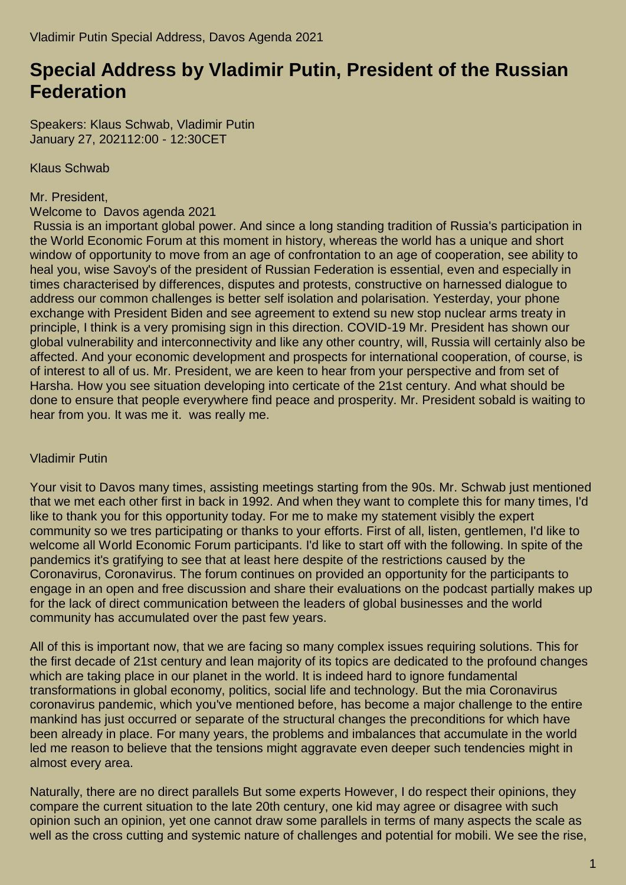Vladimir Putin Special Address, Davos Agenda 2021

# Special Address by Vladimir Putin, President of the Russian Federation

Speakers: Klaus Schwab, Vladimir Putin
January 27, 202112:00 - 12:30CET

Klaus Schwab

Mr. President,
Welcome to Davos agenda 2021
Russia is an important global power. And since a long standing tradition of Russia's participation in the World Economic Forum at this moment in history, whereas the world has a unique and short window of opportunity to move from an age of confrontation to an age of cooperation, see ability to heal you, wise Savoy's of the president of Russian Federation is essential, even and especially in times characterised by differences, disputes and protests, constructive on harnessed dialogue to address our common challenges is better self isolation and polarisation. Yesterday, your phone exchange with President Biden and see agreement to extend su new stop nuclear arms treaty in principle, I think is a very promising sign in this direction. COVID-19 Mr. President has shown our global vulnerability and interconnectivity and like any other country, will, Russia will certainly also be affected. And your economic development and prospects for international cooperation, of course, is of interest to all of us. Mr. President, we are keen to hear from your perspective and from set of Harsha. How you see situation developing into certicate of the 21st century. And what should be done to ensure that people everywhere find peace and prosperity. Mr. President sobald is waiting to hear from you. It was me it. was really me.

Vladimir Putin

Your visit to Davos many times, assisting meetings starting from the 90s. Mr. Schwab just mentioned that we met each other first in back in 1992. And when they want to complete this for many times, I'd like to thank you for this opportunity today. For me to make my statement visibly the expert community so we tres participating or thanks to your efforts. First of all, listen, gentlemen, I'd like to welcome all World Economic Forum participants. I'd like to start off with the following. In spite of the pandemics it's gratifying to see that at least here despite of the restrictions caused by the Coronavirus, Coronavirus. The forum continues on provided an opportunity for the participants to engage in an open and free discussion and share their evaluations on the podcast partially makes up for the lack of direct communication between the leaders of global businesses and the world community has accumulated over the past few years.

All of this is important now, that we are facing so many complex issues requiring solutions. This for the first decade of 21st century and lean majority of its topics are dedicated to the profound changes which are taking place in our planet in the world. It is indeed hard to ignore fundamental transformations in global economy, politics, social life and technology. But the mia Coronavirus coronavirus pandemic, which you've mentioned before, has become a major challenge to the entire mankind has just occurred or separate of the structural changes the preconditions for which have been already in place. For many years, the problems and imbalances that accumulate in the world led me reason to believe that the tensions might aggravate even deeper such tendencies might in almost every area.

Naturally, there are no direct parallels But some experts However, I do respect their opinions, they compare the current situation to the late 20th century, one kid may agree or disagree with such opinion such an opinion, yet one cannot draw some parallels in terms of many aspects the scale as well as the cross cutting and systemic nature of challenges and potential for mobili. We see the rise,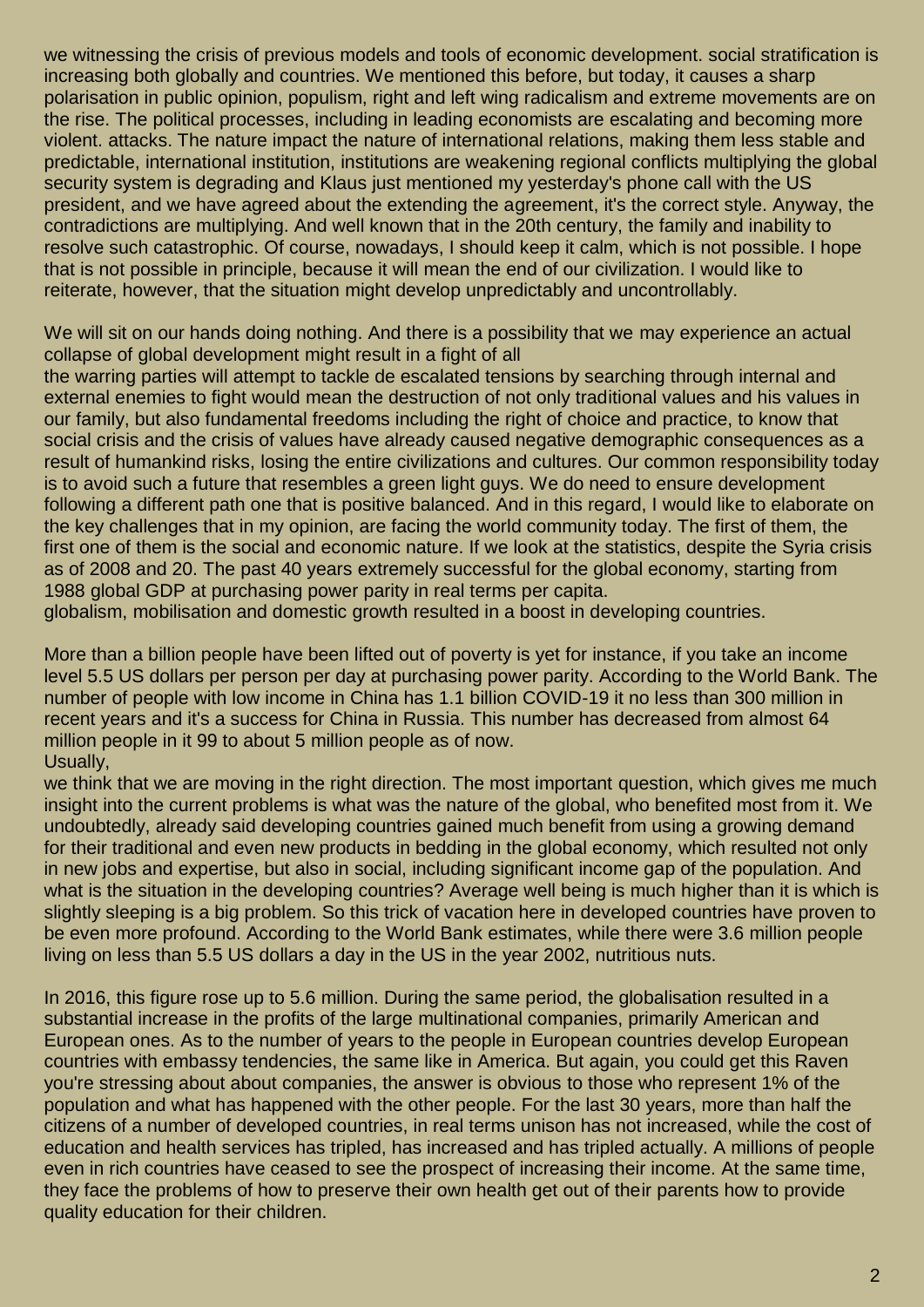we witnessing the crisis of previous models and tools of economic development. social stratification is increasing both globally and countries. We mentioned this before, but today, it causes a sharp polarisation in public opinion, populism, right and left wing radicalism and extreme movements are on the rise. The political processes, including in leading economists are escalating and becoming more violent. attacks. The nature impact the nature of international relations, making them less stable and predictable, international institution, institutions are weakening regional conflicts multiplying the global security system is degrading and Klaus just mentioned my yesterday's phone call with the US president, and we have agreed about the extending the agreement, it's the correct style. Anyway, the contradictions are multiplying. And well known that in the 20th century, the family and inability to resolve such catastrophic. Of course, nowadays, I should keep it calm, which is not possible. I hope that is not possible in principle, because it will mean the end of our civilization. I would like to reiterate, however, that the situation might develop unpredictably and uncontrollably.

We will sit on our hands doing nothing. And there is a possibility that we may experience an actual collapse of global development might result in a fight of all
the warring parties will attempt to tackle de escalated tensions by searching through internal and external enemies to fight would mean the destruction of not only traditional values and his values in our family, but also fundamental freedoms including the right of choice and practice, to know that social crisis and the crisis of values have already caused negative demographic consequences as a result of humankind risks, losing the entire civilizations and cultures. Our common responsibility today is to avoid such a future that resembles a green light guys. We do need to ensure development following a different path one that is positive balanced. And in this regard, I would like to elaborate on the key challenges that in my opinion, are facing the world community today. The first of them, the first one of them is the social and economic nature. If we look at the statistics, despite the Syria crisis as of 2008 and 20. The past 40 years extremely successful for the global economy, starting from 1988 global GDP at purchasing power parity in real terms per capita.
globalism, mobilisation and domestic growth resulted in a boost in developing countries.

More than a billion people have been lifted out of poverty is yet for instance, if you take an income level 5.5 US dollars per person per day at purchasing power parity. According to the World Bank. The number of people with low income in China has 1.1 billion COVID-19 it no less than 300 million in recent years and it's a success for China in Russia. This number has decreased from almost 64 million people in it 99 to about 5 million people as of now.
Usually,
we think that we are moving in the right direction. The most important question, which gives me much insight into the current problems is what was the nature of the global, who benefited most from it. We undoubtedly, already said developing countries gained much benefit from using a growing demand for their traditional and even new products in bedding in the global economy, which resulted not only in new jobs and expertise, but also in social, including significant income gap of the population. And what is the situation in the developing countries? Average well being is much higher than it is which is slightly sleeping is a big problem. So this trick of vacation here in developed countries have proven to be even more profound. According to the World Bank estimates, while there were 3.6 million people living on less than 5.5 US dollars a day in the US in the year 2002, nutritious nuts.

In 2016, this figure rose up to 5.6 million. During the same period, the globalisation resulted in a substantial increase in the profits of the large multinational companies, primarily American and European ones. As to the number of years to the people in European countries develop European countries with embassy tendencies, the same like in America. But again, you could get this Raven you're stressing about about companies, the answer is obvious to those who represent 1% of the population and what has happened with the other people. For the last 30 years, more than half the citizens of a number of developed countries, in real terms unison has not increased, while the cost of education and health services has tripled, has increased and has tripled actually. A millions of people even in rich countries have ceased to see the prospect of increasing their income. At the same time, they face the problems of how to preserve their own health get out of their parents how to provide quality education for their children.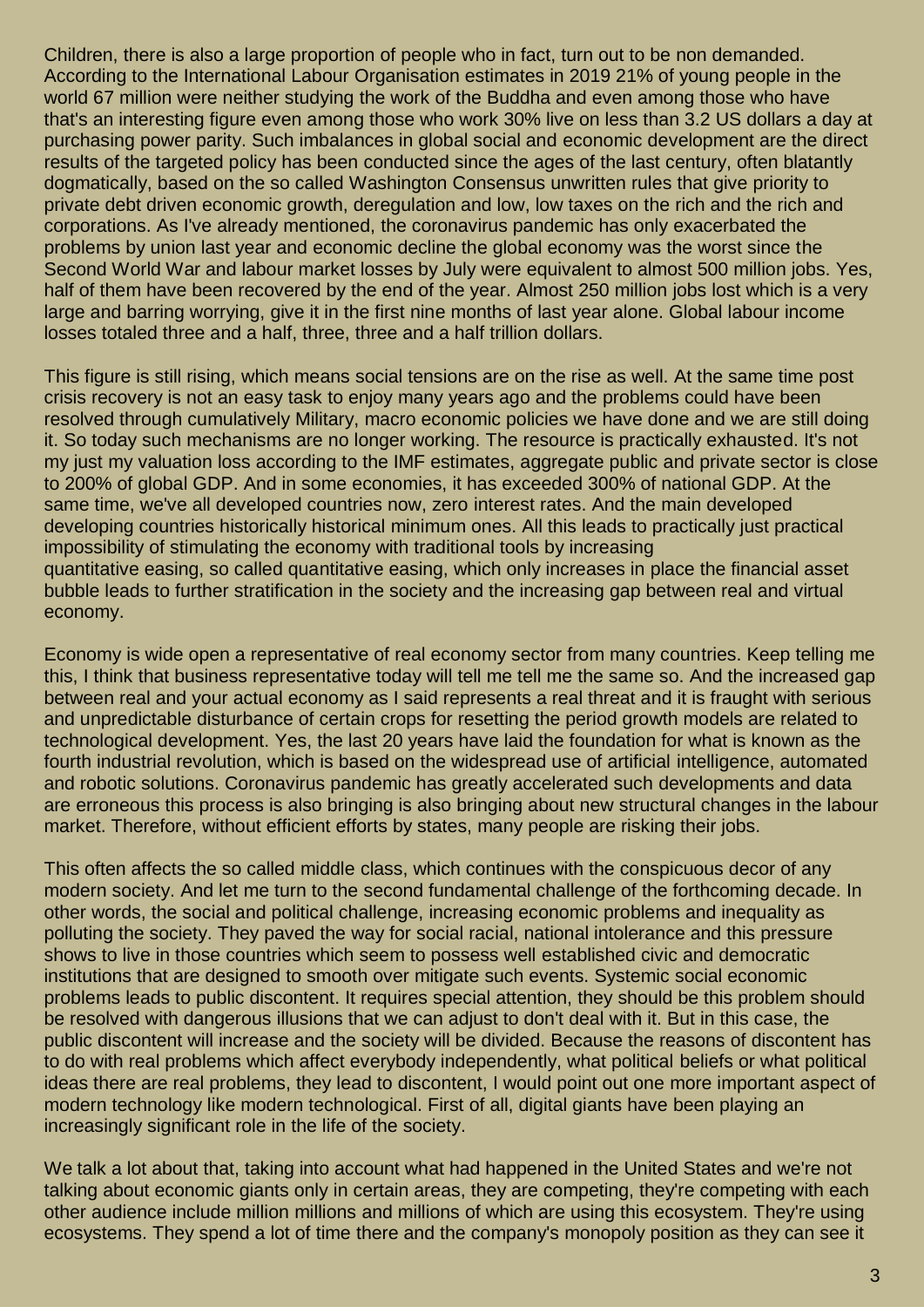Children, there is also a large proportion of people who in fact, turn out to be non demanded. According to the International Labour Organisation estimates in 2019 21% of young people in the world 67 million were neither studying the work of the Buddha and even among those who have that's an interesting figure even among those who work 30% live on less than 3.2 US dollars a day at purchasing power parity. Such imbalances in global social and economic development are the direct results of the targeted policy has been conducted since the ages of the last century, often blatantly dogmatically, based on the so called Washington Consensus unwritten rules that give priority to private debt driven economic growth, deregulation and low, low taxes on the rich and the rich and corporations. As I've already mentioned, the coronavirus pandemic has only exacerbated the problems by union last year and economic decline the global economy was the worst since the Second World War and labour market losses by July were equivalent to almost 500 million jobs. Yes, half of them have been recovered by the end of the year. Almost 250 million jobs lost which is a very large and barring worrying, give it in the first nine months of last year alone. Global labour income losses totaled three and a half, three, three and a half trillion dollars.

This figure is still rising, which means social tensions are on the rise as well. At the same time post crisis recovery is not an easy task to enjoy many years ago and the problems could have been resolved through cumulatively Military, macro economic policies we have done and we are still doing it. So today such mechanisms are no longer working. The resource is practically exhausted. It's not my just my valuation loss according to the IMF estimates, aggregate public and private sector is close to 200% of global GDP. And in some economies, it has exceeded 300% of national GDP. At the same time, we've all developed countries now, zero interest rates. And the main developed developing countries historically historical minimum ones. All this leads to practically just practical impossibility of stimulating the economy with traditional tools by increasing quantitative easing, so called quantitative easing, which only increases in place the financial asset bubble leads to further stratification in the society and the increasing gap between real and virtual economy.

Economy is wide open a representative of real economy sector from many countries. Keep telling me this, I think that business representative today will tell me tell me the same so. And the increased gap between real and your actual economy as I said represents a real threat and it is fraught with serious and unpredictable disturbance of certain crops for resetting the period growth models are related to technological development. Yes, the last 20 years have laid the foundation for what is known as the fourth industrial revolution, which is based on the widespread use of artificial intelligence, automated and robotic solutions. Coronavirus pandemic has greatly accelerated such developments and data are erroneous this process is also bringing is also bringing about new structural changes in the labour market. Therefore, without efficient efforts by states, many people are risking their jobs.

This often affects the so called middle class, which continues with the conspicuous decor of any modern society. And let me turn to the second fundamental challenge of the forthcoming decade. In other words, the social and political challenge, increasing economic problems and inequality as polluting the society. They paved the way for social racial, national intolerance and this pressure shows to live in those countries which seem to possess well established civic and democratic institutions that are designed to smooth over mitigate such events. Systemic social economic problems leads to public discontent. It requires special attention, they should be this problem should be resolved with dangerous illusions that we can adjust to don't deal with it. But in this case, the public discontent will increase and the society will be divided. Because the reasons of discontent has to do with real problems which affect everybody independently, what political beliefs or what political ideas there are real problems, they lead to discontent, I would point out one more important aspect of modern technology like modern technological. First of all, digital giants have been playing an increasingly significant role in the life of the society.

We talk a lot about that, taking into account what had happened in the United States and we're not talking about economic giants only in certain areas, they are competing, they're competing with each other audience include million millions and millions of which are using this ecosystem. They're using ecosystems. They spend a lot of time there and the company's monopoly position as they can see it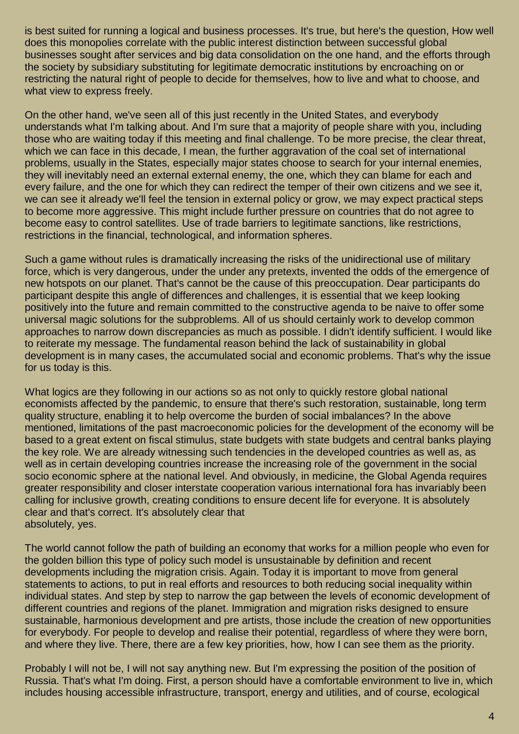is best suited for running a logical and business processes. It's true, but here's the question, How well does this monopolies correlate with the public interest distinction between successful global businesses sought after services and big data consolidation on the one hand, and the efforts through the society by subsidiary substituting for legitimate democratic institutions by encroaching on or restricting the natural right of people to decide for themselves, how to live and what to choose, and what view to express freely.

On the other hand, we've seen all of this just recently in the United States, and everybody understands what I'm talking about. And I'm sure that a majority of people share with you, including those who are waiting today if this meeting and final challenge. To be more precise, the clear threat, which we can face in this decade, I mean, the further aggravation of the coal set of international problems, usually in the States, especially major states choose to search for your internal enemies, they will inevitably need an external external enemy, the one, which they can blame for each and every failure, and the one for which they can redirect the temper of their own citizens and we see it, we can see it already we'll feel the tension in external policy or grow, we may expect practical steps to become more aggressive. This might include further pressure on countries that do not agree to become easy to control satellites. Use of trade barriers to legitimate sanctions, like restrictions, restrictions in the financial, technological, and information spheres.

Such a game without rules is dramatically increasing the risks of the unidirectional use of military force, which is very dangerous, under the under any pretexts, invented the odds of the emergence of new hotspots on our planet. That's cannot be the cause of this preoccupation. Dear participants do participant despite this angle of differences and challenges, it is essential that we keep looking positively into the future and remain committed to the constructive agenda to be naive to offer some universal magic solutions for the subproblems. All of us should certainly work to develop common approaches to narrow down discrepancies as much as possible. I didn't identify sufficient. I would like to reiterate my message. The fundamental reason behind the lack of sustainability in global development is in many cases, the accumulated social and economic problems. That's why the issue for us today is this.

What logics are they following in our actions so as not only to quickly restore global national economists affected by the pandemic, to ensure that there's such restoration, sustainable, long term quality structure, enabling it to help overcome the burden of social imbalances? In the above mentioned, limitations of the past macroeconomic policies for the development of the economy will be based to a great extent on fiscal stimulus, state budgets with state budgets and central banks playing the key role. We are already witnessing such tendencies in the developed countries as well as, as well as in certain developing countries increase the increasing role of the government in the social socio economic sphere at the national level. And obviously, in medicine, the Global Agenda requires greater responsibility and closer interstate cooperation various international fora has invariably been calling for inclusive growth, creating conditions to ensure decent life for everyone. It is absolutely clear and that's correct. It's absolutely clear that
absolutely, yes.

The world cannot follow the path of building an economy that works for a million people who even for the golden billion this type of policy such model is unsustainable by definition and recent developments including the migration crisis. Again. Today it is important to move from general statements to actions, to put in real efforts and resources to both reducing social inequality within individual states. And step by step to narrow the gap between the levels of economic development of different countries and regions of the planet. Immigration and migration risks designed to ensure sustainable, harmonious development and pre artists, those include the creation of new opportunities for everybody. For people to develop and realise their potential, regardless of where they were born, and where they live. There, there are a few key priorities, how, how I can see them as the priority.

Probably I will not be, I will not say anything new. But I'm expressing the position of the position of Russia. That's what I'm doing. First, a person should have a comfortable environment to live in, which includes housing accessible infrastructure, transport, energy and utilities, and of course, ecological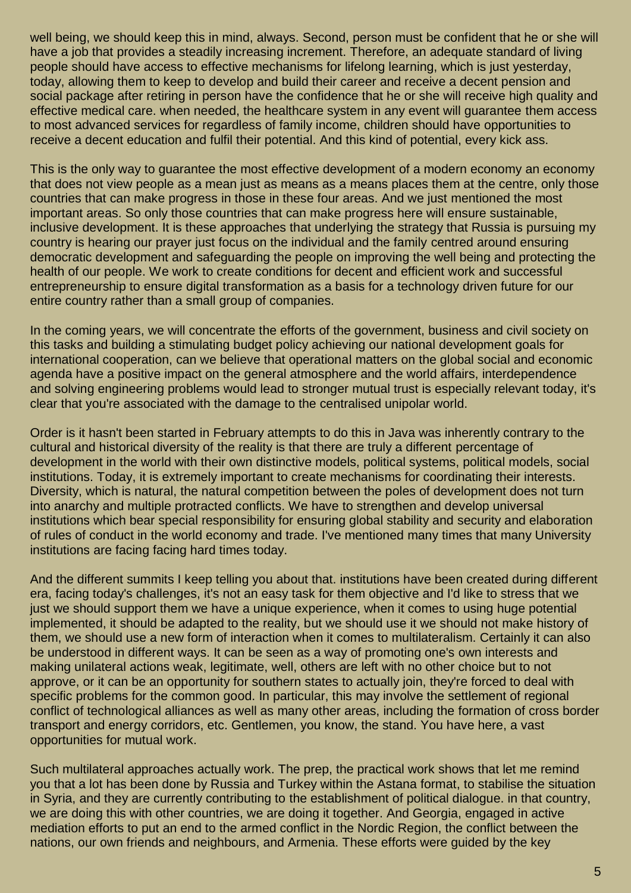well being, we should keep this in mind, always. Second, person must be confident that he or she will have a job that provides a steadily increasing increment. Therefore, an adequate standard of living people should have access to effective mechanisms for lifelong learning, which is just yesterday, today, allowing them to keep to develop and build their career and receive a decent pension and social package after retiring in person have the confidence that he or she will receive high quality and effective medical care. when needed, the healthcare system in any event will guarantee them access to most advanced services for regardless of family income, children should have opportunities to receive a decent education and fulfil their potential. And this kind of potential, every kick ass.

This is the only way to guarantee the most effective development of a modern economy an economy that does not view people as a mean just as means as a means places them at the centre, only those countries that can make progress in those in these four areas. And we just mentioned the most important areas. So only those countries that can make progress here will ensure sustainable, inclusive development. It is these approaches that underlying the strategy that Russia is pursuing my country is hearing our prayer just focus on the individual and the family centred around ensuring democratic development and safeguarding the people on improving the well being and protecting the health of our people. We work to create conditions for decent and efficient work and successful entrepreneurship to ensure digital transformation as a basis for a technology driven future for our entire country rather than a small group of companies.

In the coming years, we will concentrate the efforts of the government, business and civil society on this tasks and building a stimulating budget policy achieving our national development goals for international cooperation, can we believe that operational matters on the global social and economic agenda have a positive impact on the general atmosphere and the world affairs, interdependence and solving engineering problems would lead to stronger mutual trust is especially relevant today, it's clear that you're associated with the damage to the centralised unipolar world.

Order is it hasn't been started in February attempts to do this in Java was inherently contrary to the cultural and historical diversity of the reality is that there are truly a different percentage of development in the world with their own distinctive models, political systems, political models, social institutions. Today, it is extremely important to create mechanisms for coordinating their interests. Diversity, which is natural, the natural competition between the poles of development does not turn into anarchy and multiple protracted conflicts. We have to strengthen and develop universal institutions which bear special responsibility for ensuring global stability and security and elaboration of rules of conduct in the world economy and trade. I've mentioned many times that many University institutions are facing facing hard times today.

And the different summits I keep telling you about that. institutions have been created during different era, facing today's challenges, it's not an easy task for them objective and I'd like to stress that we just we should support them we have a unique experience, when it comes to using huge potential implemented, it should be adapted to the reality, but we should use it we should not make history of them, we should use a new form of interaction when it comes to multilateralism. Certainly it can also be understood in different ways. It can be seen as a way of promoting one's own interests and making unilateral actions weak, legitimate, well, others are left with no other choice but to not approve, or it can be an opportunity for southern states to actually join, they're forced to deal with specific problems for the common good. In particular, this may involve the settlement of regional conflict of technological alliances as well as many other areas, including the formation of cross border transport and energy corridors, etc. Gentlemen, you know, the stand. You have here, a vast opportunities for mutual work.

Such multilateral approaches actually work. The prep, the practical work shows that let me remind you that a lot has been done by Russia and Turkey within the Astana format, to stabilise the situation in Syria, and they are currently contributing to the establishment of political dialogue. in that country, we are doing this with other countries, we are doing it together. And Georgia, engaged in active mediation efforts to put an end to the armed conflict in the Nordic Region, the conflict between the nations, our own friends and neighbours, and Armenia. These efforts were guided by the key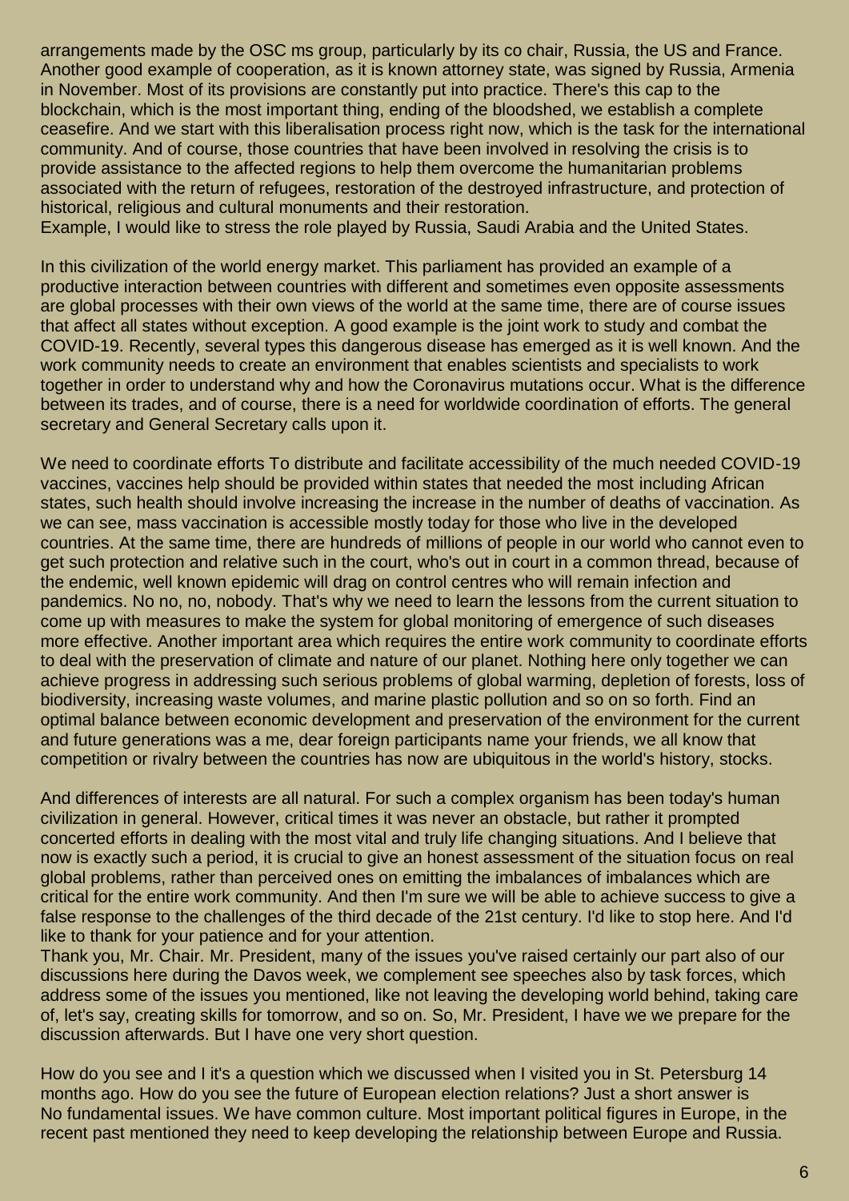arrangements made by the OSC ms group, particularly by its co chair, Russia, the US and France. Another good example of cooperation, as it is known attorney state, was signed by Russia, Armenia in November. Most of its provisions are constantly put into practice. There's this cap to the blockchain, which is the most important thing, ending of the bloodshed, we establish a complete ceasefire. And we start with this liberalisation process right now, which is the task for the international community. And of course, those countries that have been involved in resolving the crisis is to provide assistance to the affected regions to help them overcome the humanitarian problems associated with the return of refugees, restoration of the destroyed infrastructure, and protection of historical, religious and cultural monuments and their restoration.
Example, I would like to stress the role played by Russia, Saudi Arabia and the United States.

In this civilization of the world energy market. This parliament has provided an example of a productive interaction between countries with different and sometimes even opposite assessments are global processes with their own views of the world at the same time, there are of course issues that affect all states without exception. A good example is the joint work to study and combat the COVID-19. Recently, several types this dangerous disease has emerged as it is well known. And the work community needs to create an environment that enables scientists and specialists to work together in order to understand why and how the Coronavirus mutations occur. What is the difference between its trades, and of course, there is a need for worldwide coordination of efforts. The general secretary and General Secretary calls upon it.

We need to coordinate efforts To distribute and facilitate accessibility of the much needed COVID-19 vaccines, vaccines help should be provided within states that needed the most including African states, such health should involve increasing the increase in the number of deaths of vaccination. As we can see, mass vaccination is accessible mostly today for those who live in the developed countries. At the same time, there are hundreds of millions of people in our world who cannot even to get such protection and relative such in the court, who's out in court in a common thread, because of the endemic, well known epidemic will drag on control centres who will remain infection and pandemics. No no, no, nobody. That's why we need to learn the lessons from the current situation to come up with measures to make the system for global monitoring of emergence of such diseases more effective. Another important area which requires the entire work community to coordinate efforts to deal with the preservation of climate and nature of our planet. Nothing here only together we can achieve progress in addressing such serious problems of global warming, depletion of forests, loss of biodiversity, increasing waste volumes, and marine plastic pollution and so on so forth. Find an optimal balance between economic development and preservation of the environment for the current and future generations was a me, dear foreign participants name your friends, we all know that competition or rivalry between the countries has now are ubiquitous in the world's history, stocks.

And differences of interests are all natural. For such a complex organism has been today's human civilization in general. However, critical times it was never an obstacle, but rather it prompted concerted efforts in dealing with the most vital and truly life changing situations. And I believe that now is exactly such a period, it is crucial to give an honest assessment of the situation focus on real global problems, rather than perceived ones on emitting the imbalances of imbalances which are critical for the entire work community. And then I'm sure we will be able to achieve success to give a false response to the challenges of the third decade of the 21st century. I'd like to stop here. And I'd like to thank for your patience and for your attention.
Thank you, Mr. Chair. Mr. President, many of the issues you've raised certainly our part also of our discussions here during the Davos week, we complement see speeches also by task forces, which address some of the issues you mentioned, like not leaving the developing world behind, taking care of, let's say, creating skills for tomorrow, and so on. So, Mr. President, I have we we prepare for the discussion afterwards. But I have one very short question.

How do you see and I it's a question which we discussed when I visited you in St. Petersburg 14 months ago. How do you see the future of European election relations? Just a short answer is
No fundamental issues. We have common culture. Most important political figures in Europe, in the recent past mentioned they need to keep developing the relationship between Europe and Russia.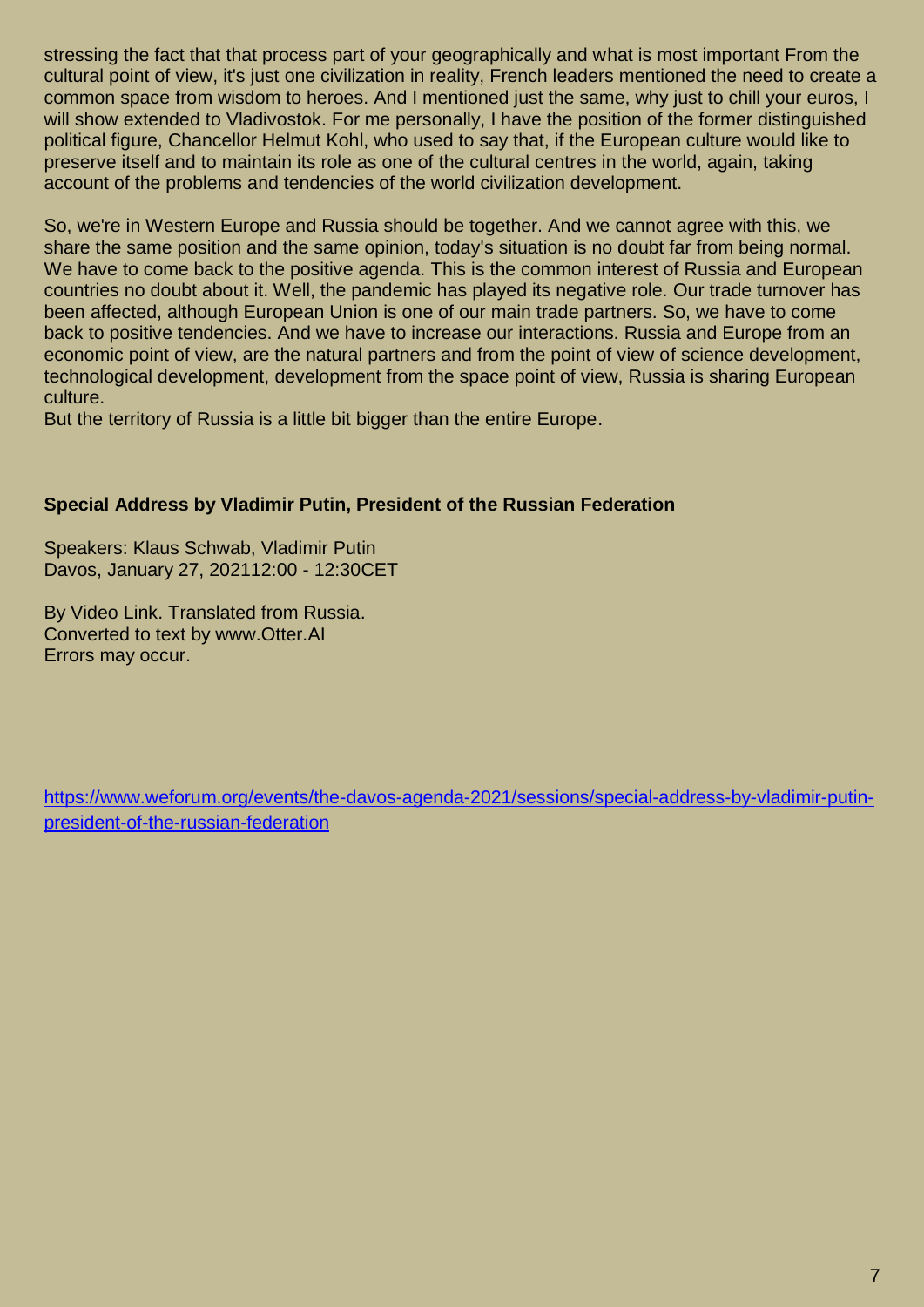stressing the fact that that process part of your geographically and what is most important From the cultural point of view, it's just one civilization in reality, French leaders mentioned the need to create a common space from wisdom to heroes. And I mentioned just the same, why just to chill your euros, I will show extended to Vladivostok. For me personally, I have the position of the former distinguished political figure, Chancellor Helmut Kohl, who used to say that, if the European culture would like to preserve itself and to maintain its role as one of the cultural centres in the world, again, taking account of the problems and tendencies of the world civilization development.

So, we're in Western Europe and Russia should be together. And we cannot agree with this, we share the same position and the same opinion, today's situation is no doubt far from being normal. We have to come back to the positive agenda. This is the common interest of Russia and European countries no doubt about it. Well, the pandemic has played its negative role. Our trade turnover has been affected, although European Union is one of our main trade partners. So, we have to come back to positive tendencies. And we have to increase our interactions. Russia and Europe from an economic point of view, are the natural partners and from the point of view of science development, technological development, development from the space point of view, Russia is sharing European culture.
But the territory of Russia is a little bit bigger than the entire Europe.

**Special Address by Vladimir Putin, President of the Russian Federation**

Speakers: Klaus Schwab, Vladimir Putin
Davos, January 27, 202112:00 - 12:30CET

By Video Link. Translated from Russia.
Converted to text by www.Otter.AI
Errors may occur.

https://www.weforum.org/events/the-davos-agenda-2021/sessions/special-address-by-vladimir-putin-president-of-the-russian-federation